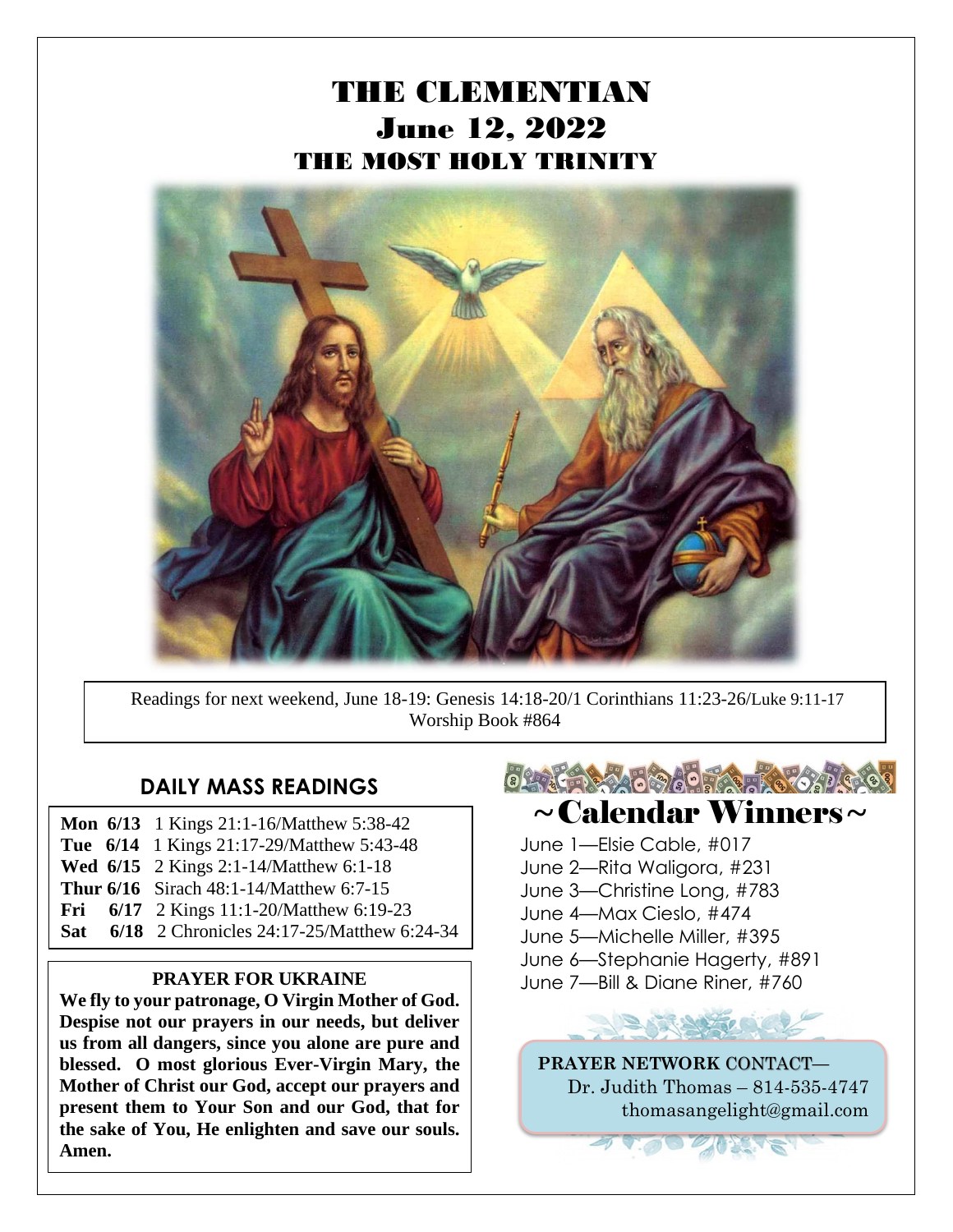# THE CLEMENTIAN

## June 12, 2022

## THE MOST HOLY TRINITY

Readings for next weekend, June 18-19: Genesis 14:18-20/1 Corinthians 11:23-26/Luke 9:11-17
Worship Book #864

## DAILY MASS READINGS

| | | |
|---|---|---|
| **Mon** | **6/13** | 1 Kings 21:1-16/Matthew 5:38-42 |
| **Tue** | **6/14** | 1 Kings 21:17-29/Matthew 5:43-48 |
| **Wed** | **6/15** | 2 Kings 2:1-14/Matthew 6:1-18 |
| **Thur** | **6/16** | Sirach 48:1-14/Matthew 6:7-15 |
| **Fri** | **6/17** | 2 Kings 11:1-20/Matthew 6:19-23 |
| **Sat** | **6/18** | 2 Chronicles 24:17-25/Matthew 6:24-34 |

### PRAYER FOR UKRAINE

**We fly to your patronage, O Virgin Mother of God. Despise not our prayers in our needs, but deliver us from all dangers, since you alone are pure and blessed. O most glorious Ever-Virgin Mary, the Mother of Christ our God, accept our prayers and present them to Your Son and our God, that for the sake of You, He enlighten and save our souls. Amen.**

## ~Calendar Winners~

June 1—Elsie Cable, #017
June 2—Rita Waligora, #231
June 3—Christine Long, #783
June 4—Max Cieslo, #474
June 5—Michelle Miller, #395
June 6—Stephanie Hagerty, #891
June 7—Bill & Diane Riner, #760

**PRAYER NETWORK CONTACT—**
Dr. Judith Thomas – 814-535-4747
thomasangelight@gmail.com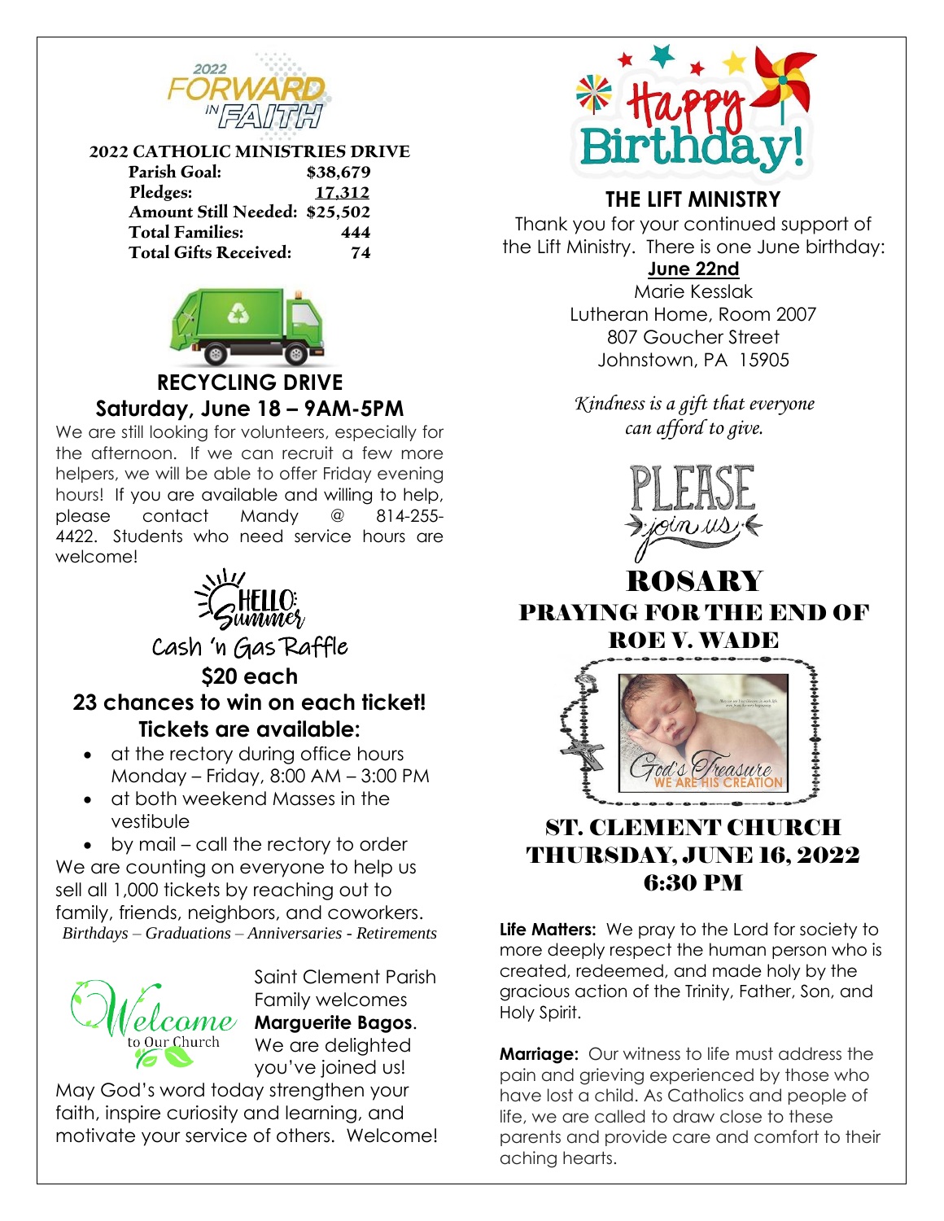2022 FORWARD IN FAITH

## 2022 CATHOLIC MINISTRIES DRIVE

| | |
|---|---|
| Parish Goal: | $38,679 |
| Pledges: | 17,312 |
| Amount Still Needed: | $25,502 |
| Total Families: | 444 |
| Total Gifts Received: | 74 |

## RECYCLING DRIVE
## Saturday, June 18 – 9AM-5PM

We are still looking for volunteers, especially for the afternoon. If we can recruit a few more helpers, we will be able to offer Friday evening hours! If you are available and willing to help, please contact Mandy @ 814-255-4422. Students who need service hours are welcome!

HELLO Summer

## Cash 'n Gas Raffle

### $20 each
### 23 chances to win on each ticket!
### Tickets are available:

- at the rectory during office hours Monday – Friday, 8:00 AM – 3:00 PM
- at both weekend Masses in the vestibule
- by mail – call the rectory to order

We are counting on everyone to help us sell all 1,000 tickets by reaching out to family, friends, neighbors, and coworkers.

*Birthdays – Graduations – Anniversaries - Retirements*

Welcome to Our Church

Saint Clement Parish Family welcomes **Marguerite Bagos**. We are delighted you've joined us!

May God's word today strengthen your faith, inspire curiosity and learning, and motivate your service of others. Welcome!

Happy Birthday!

## THE LIFT MINISTRY

Thank you for your continued support of the Lift Ministry. There is one June birthday:

**June 22nd**

Marie Kesslak
Lutheran Home, Room 2007
807 Goucher Street
Johnstown, PA 15905

*Kindness is a gift that everyone can afford to give.*

PLEASE join us

# ROSARY
## PRAYING FOR THE END OF ROE V. WADE

God's Treasure
WE ARE HIS CREATION

## ST. CLEMENT CHURCH
## THURSDAY, JUNE 16, 2022
## 6:30 PM

**Life Matters:** We pray to the Lord for society to more deeply respect the human person who is created, redeemed, and made holy by the gracious action of the Trinity, Father, Son, and Holy Spirit.

**Marriage:** Our witness to life must address the pain and grieving experienced by those who have lost a child. As Catholics and people of life, we are called to draw close to these parents and provide care and comfort to their aching hearts.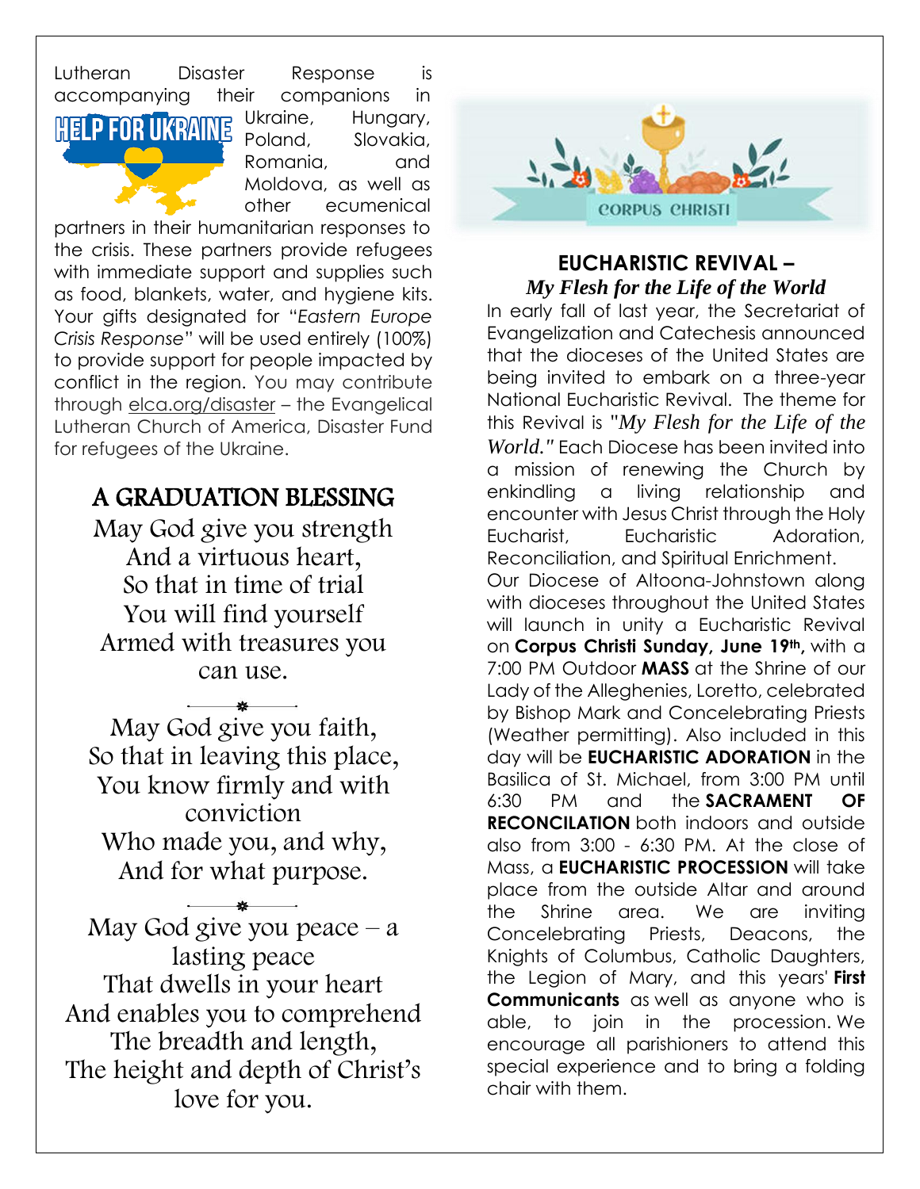Lutheran Disaster Response is accompanying their companions in Ukraine, Hungary, Poland, Slovakia, Romania, and Moldova, as well as other ecumenical partners in their humanitarian responses to the crisis. These partners provide refugees with immediate support and supplies such as food, blankets, water, and hygiene kits. Your gifts designated for "*Eastern Europe Crisis Response*" will be used entirely (100%) to provide support for people impacted by conflict in the region. You may contribute through elca.org/disaster – the Evangelical Lutheran Church of America, Disaster Fund for refugees of the Ukraine.

## A GRADUATION BLESSING

May God give you strength
And a virtuous heart,
So that in time of trial
You will find yourself
Armed with treasures you can use.

May God give you faith,
So that in leaving this place,
You know firmly and with conviction
Who made you, and why,
And for what purpose.

May God give you peace – a lasting peace
That dwells in your heart
And enables you to comprehend
The breadth and length,
The height and depth of Christ's love for you.

## EUCHARISTIC REVIVAL –
### *My Flesh for the Life of the World*

In early fall of last year, the Secretariat of Evangelization and Catechesis announced that the dioceses of the United States are being invited to embark on a three-year National Eucharistic Revival. The theme for this Revival is "*My Flesh for the Life of the World."* Each Diocese has been invited into a mission of renewing the Church by enkindling a living relationship and encounter with Jesus Christ through the Holy Eucharist, Eucharistic Adoration, Reconciliation, and Spiritual Enrichment.

Our Diocese of Altoona-Johnstown along with dioceses throughout the United States will launch in unity a Eucharistic Revival on **Corpus Christi Sunday, June 19th,** with a 7:00 PM Outdoor **MASS** at the Shrine of our Lady of the Alleghenies, Loretto, celebrated by Bishop Mark and Concelebrating Priests (Weather permitting). Also included in this day will be **EUCHARISTIC ADORATION** in the Basilica of St. Michael, from 3:00 PM until 6:30 PM and the **SACRAMENT OF RECONCILATION** both indoors and outside also from 3:00 - 6:30 PM. At the close of Mass, a **EUCHARISTIC PROCESSION** will take place from the outside Altar and around the Shrine area. We are inviting Concelebrating Priests, Deacons, the Knights of Columbus, Catholic Daughters, the Legion of Mary, and this years' **First Communicants** as well as anyone who is able, to join in the procession. We encourage all parishioners to attend this special experience and to bring a folding chair with them.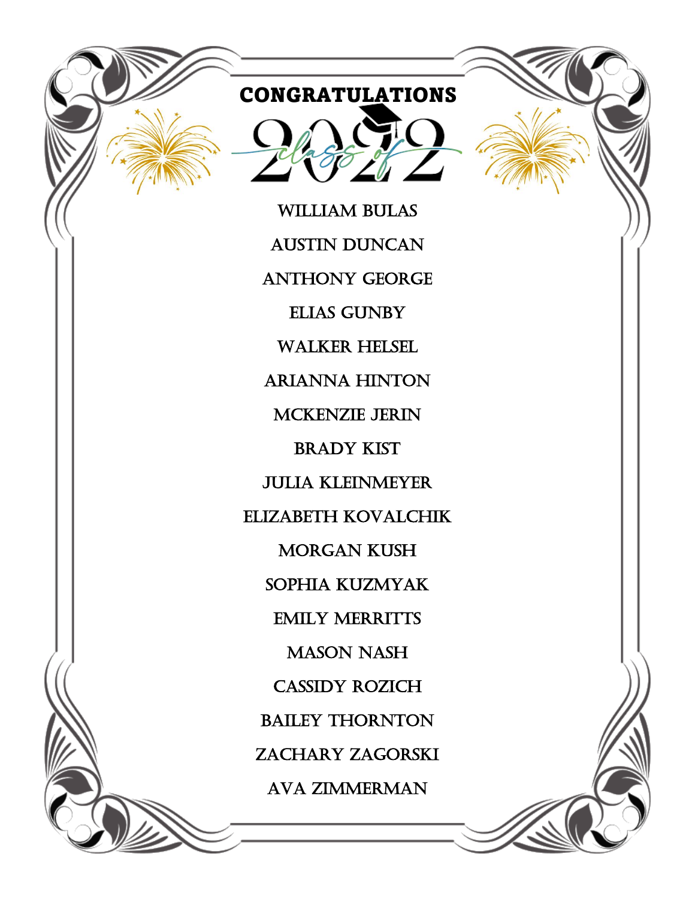# CONGRATULATIONS

## 2022 class of

WILLIAM BULAS

AUSTIN DUNCAN

ANTHONY GEORGE

ELIAS GUNBY

WALKER HELSEL

ARIANNA HINTON

MCKENZIE JERIN

BRADY KIST

JULIA KLEINMEYER

ELIZABETH KOVALCHIK

MORGAN KUSH

SOPHIA KUZMYAK

EMILY MERRITTS

MASON NASH

CASSIDY ROZICH

BAILEY THORNTON

ZACHARY ZAGORSKI

AVA ZIMMERMAN